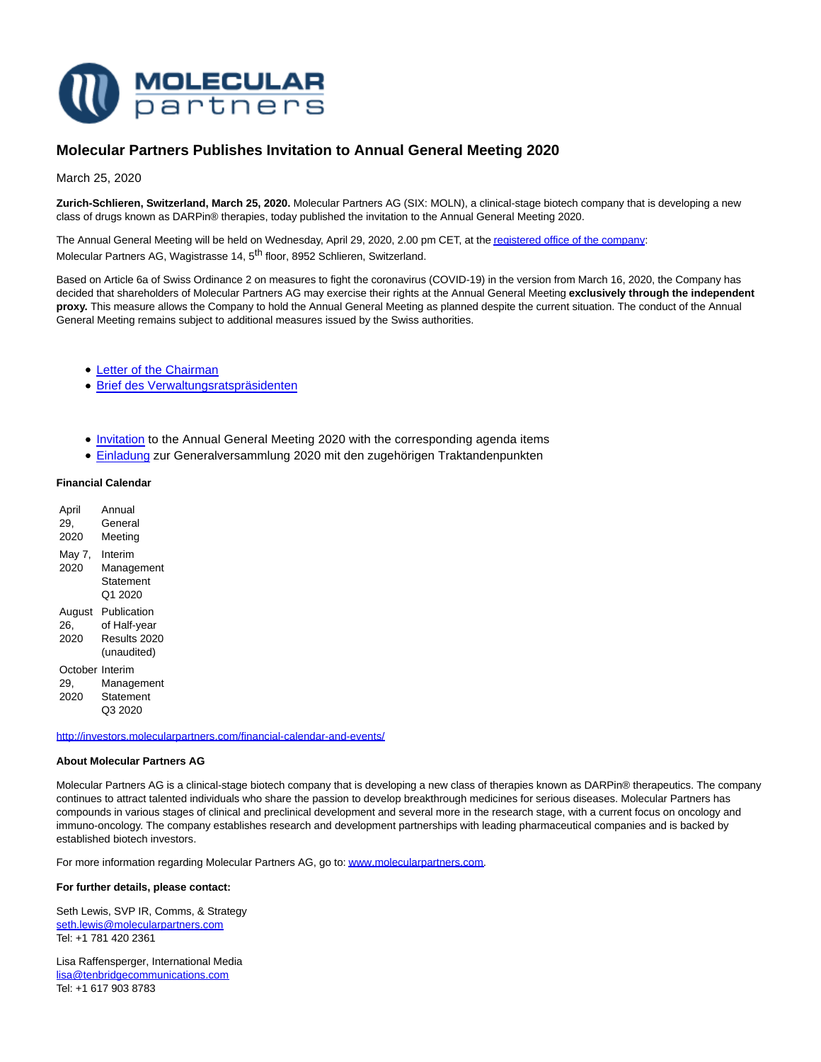# Molecular Partners Publishes Invitation to Annual General Meeting 2020

March 25, 2020

**Zurich-Schlieren, Switzerland, March 25, 2020.** Molecular Partners AG (SIX: MOLN), a clinical-stage biotech company that is developing a new class of drugs known as DARPin® therapies, today published the invitation to the Annual General Meeting 2020.

The Annual General Meeting will be held on Wednesday, April 29, 2020, 2.00 pm CET, at the registered office of the company: Molecular Partners AG, Wagistrasse 14, 5th floor, 8952 Schlieren, Switzerland.

Based on Article 6a of Swiss Ordinance 2 on measures to fight the coronavirus (COVID-19) in the version from March 16, 2020, the Company has decided that shareholders of Molecular Partners AG may exercise their rights at the Annual General Meeting **exclusively through the independent proxy.** This measure allows the Company to hold the Annual General Meeting as planned despite the current situation. The conduct of the Annual General Meeting remains subject to additional measures issued by the Swiss authorities.

- Letter of the Chairman
- Brief des Verwaltungsratspräsidenten

- Invitation to the Annual General Meeting 2020 with the corresponding agenda items
- Einladung zur Generalversammlung 2020 mit den zugehörigen Traktandenpunkten

**Financial Calendar**

| | |
|---|---|
| April 29, 2020 | Annual General Meeting |
| May 7, 2020 | Interim Management Statement Q1 2020 |
| August 26, 2020 | Publication of Half-year Results 2020 (unaudited) |
| October 29, 2020 | Interim Management Statement Q3 2020 |

http://investors.molecularpartners.com/financial-calendar-and-events/

**About Molecular Partners AG**

Molecular Partners AG is a clinical-stage biotech company that is developing a new class of therapies known as DARPin® therapeutics. The company continues to attract talented individuals who share the passion to develop breakthrough medicines for serious diseases. Molecular Partners has compounds in various stages of clinical and preclinical development and several more in the research stage, with a current focus on oncology and immuno-oncology. The company establishes research and development partnerships with leading pharmaceutical companies and is backed by established biotech investors.

For more information regarding Molecular Partners AG, go to: www.molecularpartners.com.

**For further details, please contact:**

Seth Lewis, SVP IR, Comms, & Strategy
seth.lewis@molecularpartners.com
Tel: +1 781 420 2361

Lisa Raffensperger, International Media
lisa@tenbridgecommunications.com
Tel: +1 617 903 8783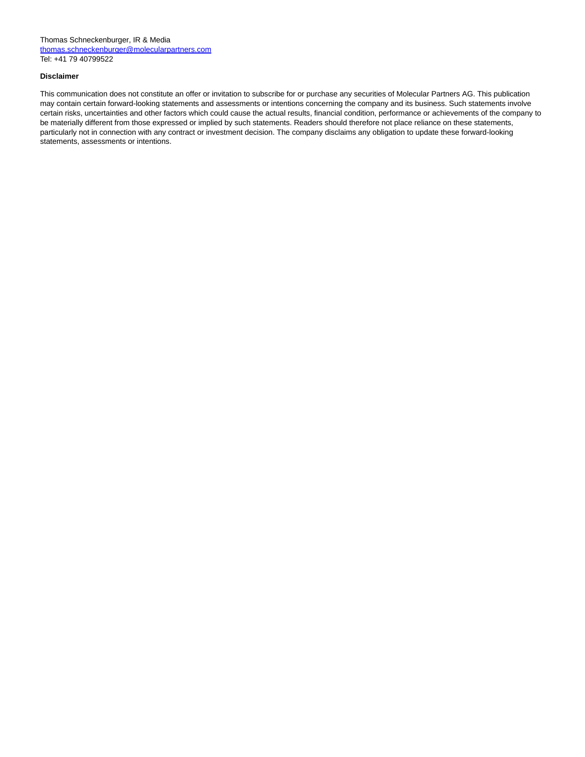Thomas Schneckenburger, IR & Media
thomas.schneckenburger@molecularpartners.com
Tel: +41 79 40799522

**Disclaimer**

This communication does not constitute an offer or invitation to subscribe for or purchase any securities of Molecular Partners AG. This publication may contain certain forward-looking statements and assessments or intentions concerning the company and its business. Such statements involve certain risks, uncertainties and other factors which could cause the actual results, financial condition, performance or achievements of the company to be materially different from those expressed or implied by such statements. Readers should therefore not place reliance on these statements, particularly not in connection with any contract or investment decision. The company disclaims any obligation to update these forward-looking statements, assessments or intentions.